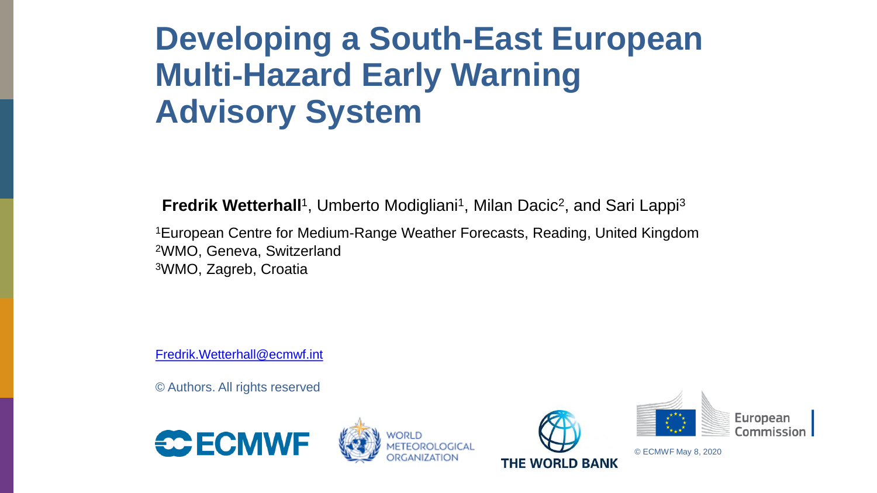# Developing a South-East European Multi-Hazard Early Warning Advisory System

**Fredrik Wetterhall**[1], Umberto Modigliani[1], Milan Dacic[2], and Sari Lappi[3]

[1]European Centre for Medium-Range Weather Forecasts, Reading, United Kingdom
[2]WMO, Geneva, Switzerland
[3]WMO, Zagreb, Croatia

Fredrik.Wetterhall@ecmwf.int

© Authors. All rights reserved

ECMWF | WORLD METEOROLOGICAL ORGANIZATION | THE WORLD BANK | European Commission

© ECMWF May 8, 2020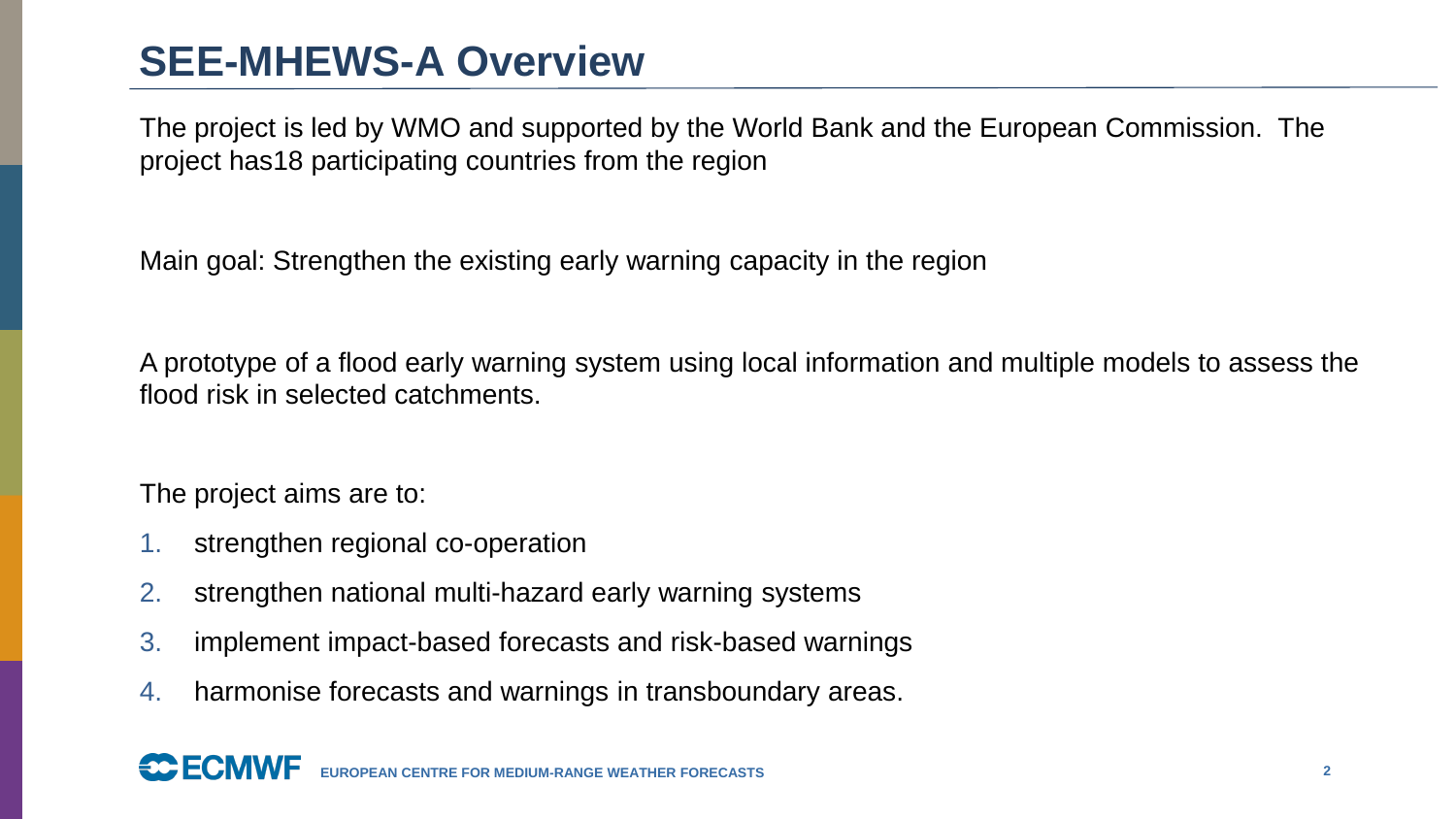# SEE-MHEWS-A Overview

The project is led by WMO and supported by the World Bank and the European Commission. The project has18 participating countries from the region

Main goal: Strengthen the existing early warning capacity in the region

A prototype of a flood early warning system using local information and multiple models to assess the flood risk in selected catchments.

The project aims are to:

1. strengthen regional co-operation
2. strengthen national multi-hazard early warning systems
3. implement impact-based forecasts and risk-based warnings
4. harmonise forecasts and warnings in transboundary areas.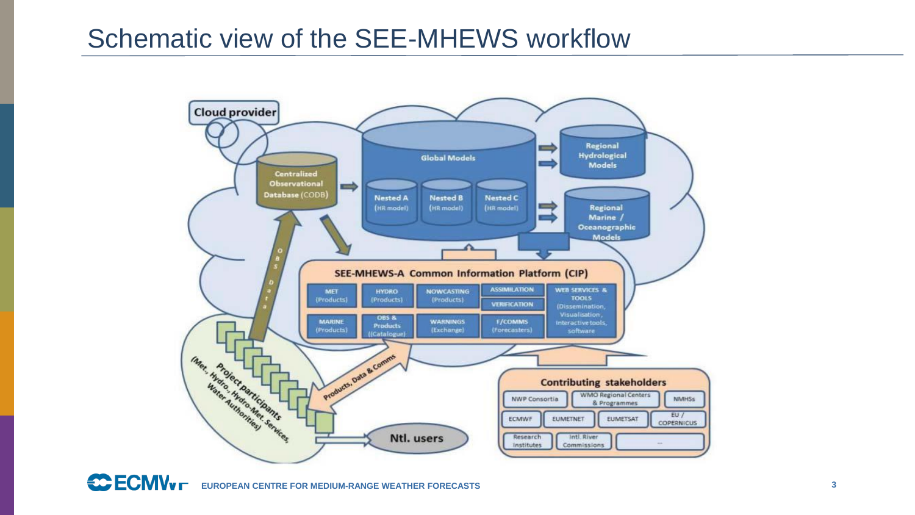# Schematic view of the SEE-MHEWS workflow

Cloud provider

Centralized Observational Database (CODB)

Global Models

Nested A (HR model)

Nested B (HR model)

Nested C (HR model)

Regional Hydrological Models

Regional Marine / Oceanographic Models

OBS Data

SEE-MHEWS-A Common Information Platform (CIP)

| MET (Products) | HYDRO (Products) | NOWCASTING (Products) | ASSIMILATION | WEB SERVICES & TOOLS (Dissemination, Visualisation, Interactive tools, software) |
| --- | --- | --- | --- | --- |
| | | | VERIFICATION | |
| MARINE (Products) | OBS & Products ((Catalogue) | WARNINGS (Exchange) | F/COMMS (Forecasters) | |

Project participants (Met., Hydro., Hydro-Met. Services, Water Authorities)

Products, Data & Comms

Ntl. users

Contributing stakeholders

| NWP Consortia | WMO Regional Centers & Programmes | NMHSs |
| --- | --- | --- |
| ECMWF | EUMETNET | EUMETSAT |
| EU / COPERNICUS | Research Institutes | Intl. River Commissions |
| ... | | |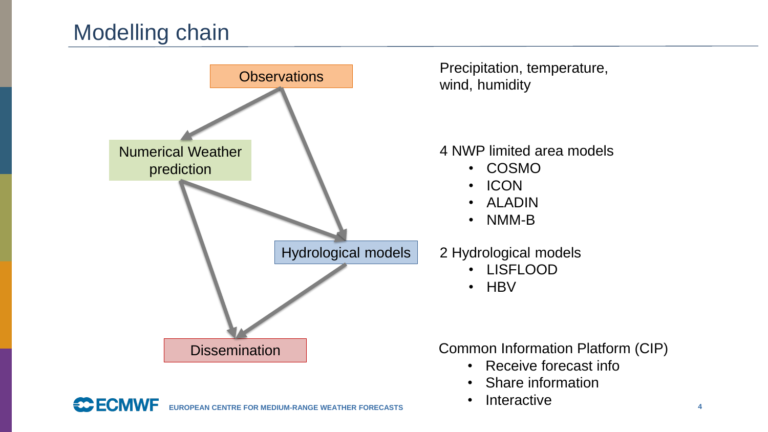# Modelling chain

Observations

Numerical Weather prediction

Hydrological models

Dissemination

Precipitation, temperature, wind, humidity

4 NWP limited area models

- COSMO
- ICON
- ALADIN
- NMM-B

2 Hydrological models

- LISFLOOD
- HBV

Common Information Platform (CIP)

- Receive forecast info
- Share information
- Interactive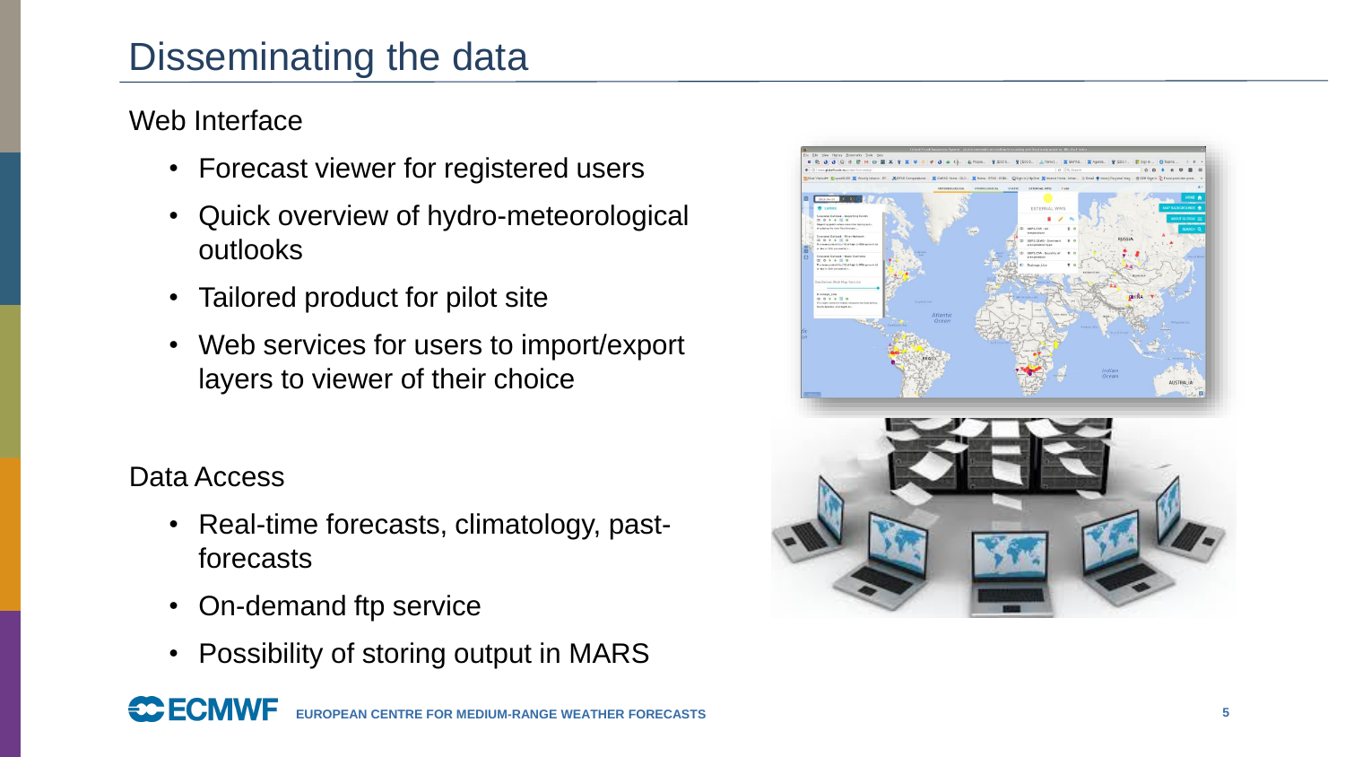# Disseminating the data

## Web Interface

- Forecast viewer for registered users
- Quick overview of hydro-meteorological outlooks
- Tailored product for pilot site
- Web services for users to import/export layers to viewer of their choice

## Data Access

- Real-time forecasts, climatology, past-forecasts
- On-demand ftp service
- Possibility of storing output in MARS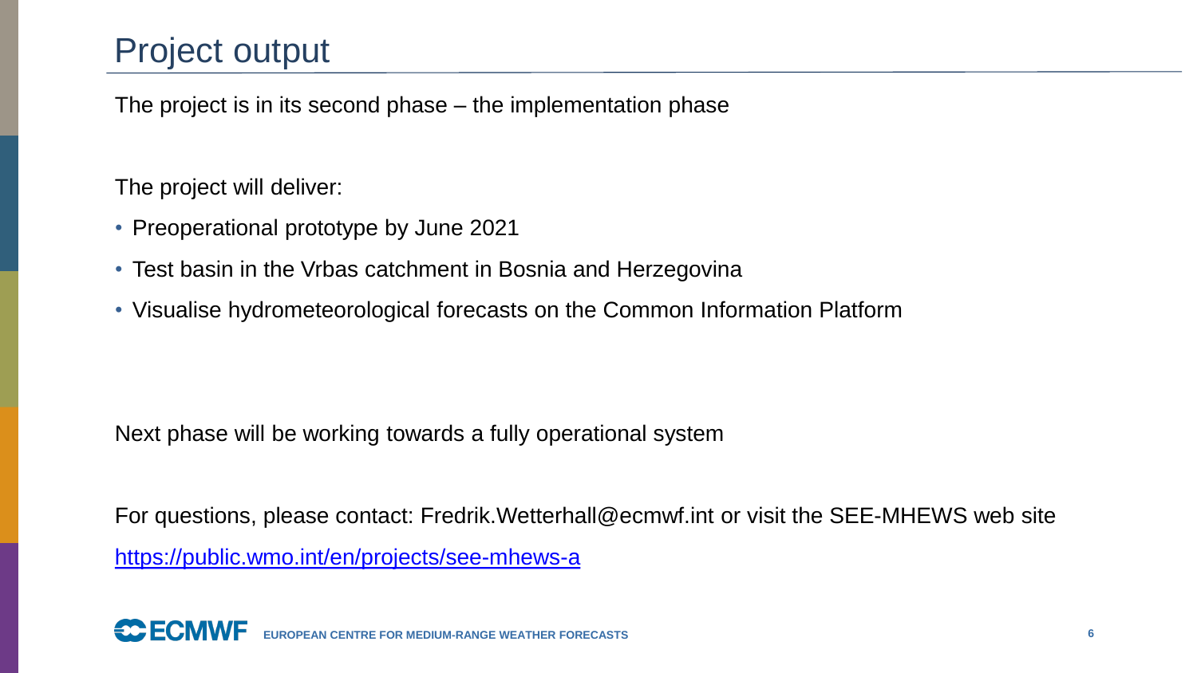# Project output

The project is in its second phase – the implementation phase

The project will deliver:

- Preoperational prototype by June 2021
- Test basin in the Vrbas catchment in Bosnia and Herzegovina
- Visualise hydrometeorological forecasts on the Common Information Platform

Next phase will be working towards a fully operational system

For questions, please contact: Fredrik.Wetterhall@ecmwf.int or visit the SEE-MHEWS web site

https://public.wmo.int/en/projects/see-mhews-a